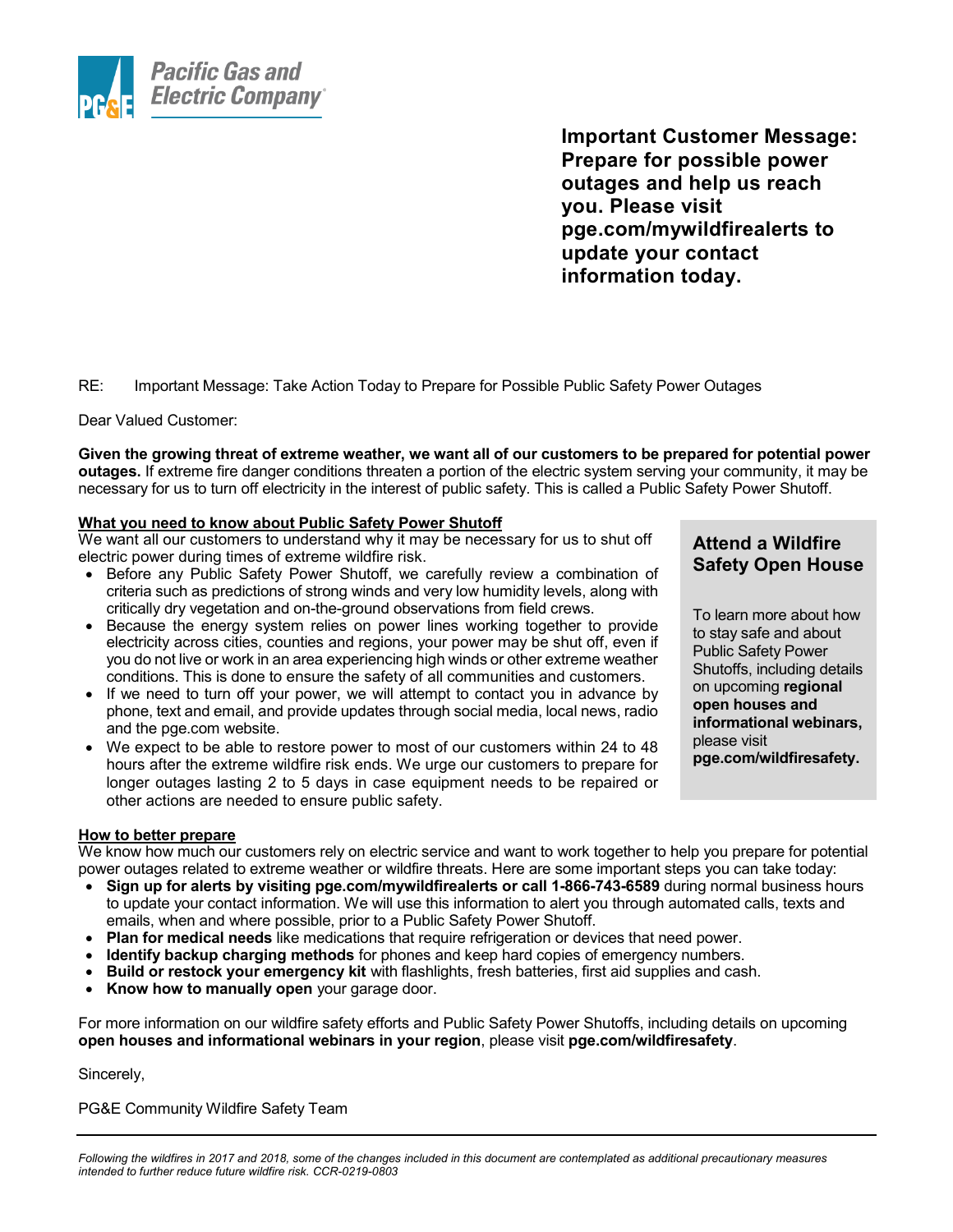**Pacific Gas and Electric Company**

**Important Customer Message: Prepare for possible power outages and help us reach you. Please visit pge.com/mywildfirealerts to update your contact information today.**

RE: Important Message: Take Action Today to Prepare for Possible Public Safety Power Outages

Dear Valued Customer:

**Given the growing threat of extreme weather, we want all of our customers to be prepared for potential power outages.** If extreme fire danger conditions threaten a portion of the electric system serving your community, it may be necessary for us to turn off electricity in the interest of public safety. This is called a Public Safety Power Shutoff.

## What you need to know about Public Safety Power Shutoff

We want all our customers to understand why it may be necessary for us to shut off electric power during times of extreme wildfire risk.

- Before any Public Safety Power Shutoff, we carefully review a combination of criteria such as predictions of strong winds and very low humidity levels, along with critically dry vegetation and on-the-ground observations from field crews.
- Because the energy system relies on power lines working together to provide electricity across cities, counties and regions, your power may be shut off, even if you do not live or work in an area experiencing high winds or other extreme weather conditions. This is done to ensure the safety of all communities and customers.
- If we need to turn off your power, we will attempt to contact you in advance by phone, text and email, and provide updates through social media, local news, radio and the pge.com website.
- We expect to be able to restore power to most of our customers within 24 to 48 hours after the extreme wildfire risk ends. We urge our customers to prepare for longer outages lasting 2 to 5 days in case equipment needs to be repaired or other actions are needed to ensure public safety.

### Attend a Wildfire Safety Open House

To learn more about how to stay safe and about Public Safety Power Shutoffs, including details on upcoming **regional open houses and informational webinars,** please visit **pge.com/wildfiresafety.**

## How to better prepare

We know how much our customers rely on electric service and want to work together to help you prepare for potential power outages related to extreme weather or wildfire threats. Here are some important steps you can take today:

- **Sign up for alerts by visiting pge.com/mywildfirealerts or call 1-866-743-6589** during normal business hours to update your contact information. We will use this information to alert you through automated calls, texts and emails, when and where possible, prior to a Public Safety Power Shutoff.
- **Plan for medical needs** like medications that require refrigeration or devices that need power.
- **Identify backup charging methods** for phones and keep hard copies of emergency numbers.
- **Build or restock your emergency kit** with flashlights, fresh batteries, first aid supplies and cash.
- **Know how to manually open** your garage door.

For more information on our wildfire safety efforts and Public Safety Power Shutoffs, including details on upcoming **open houses and informational webinars in your region**, please visit **pge.com/wildfiresafety**.

Sincerely,

PG&E Community Wildfire Safety Team

---

*Following the wildfires in 2017 and 2018, some of the changes included in this document are contemplated as additional precautionary measures intended to further reduce future wildfire risk. CCR-0219-0803*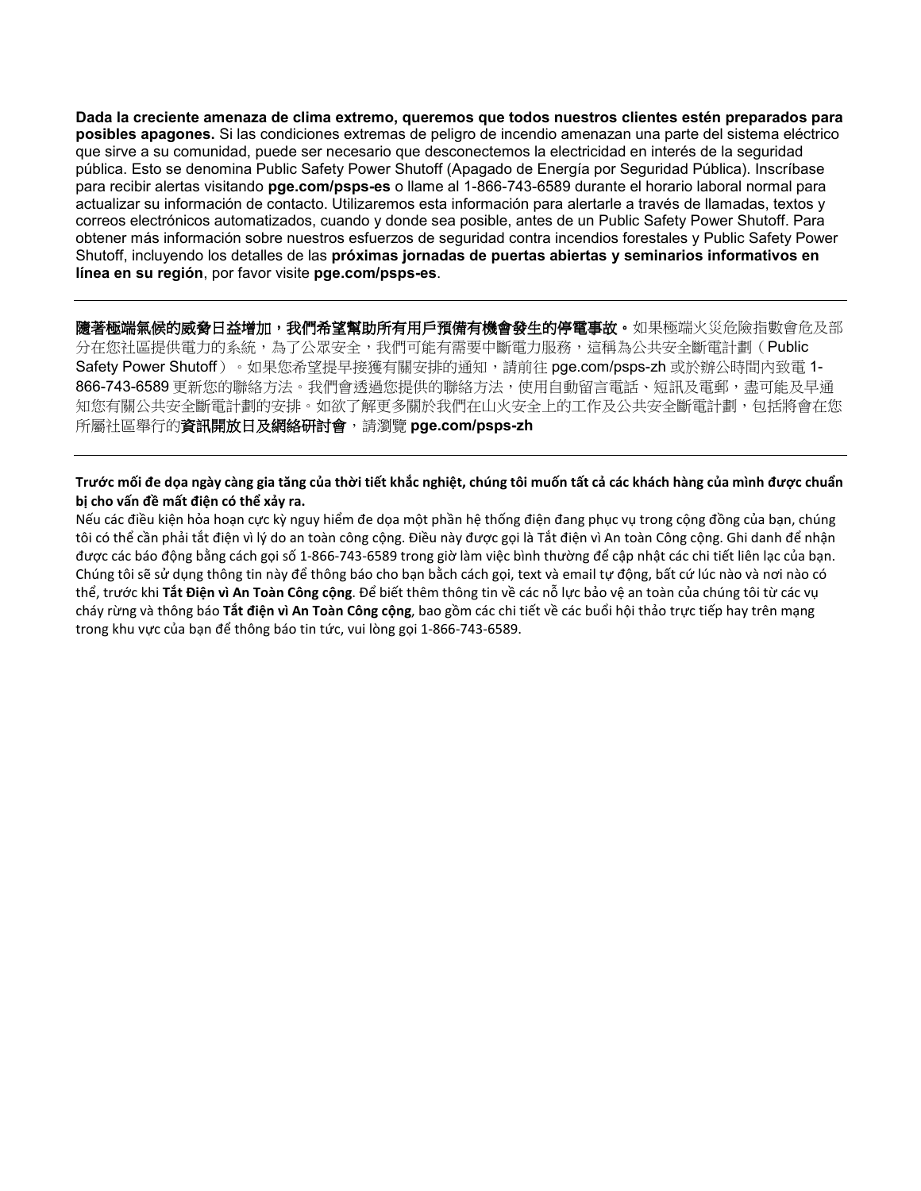**Dada la creciente amenaza de clima extremo, queremos que todos nuestros clientes estén preparados para posibles apagones.** Si las condiciones extremas de peligro de incendio amenazan una parte del sistema eléctrico que sirve a su comunidad, puede ser necesario que desconectemos la electricidad en interés de la seguridad pública. Esto se denomina Public Safety Power Shutoff (Apagado de Energía por Seguridad Pública). Inscríbase para recibir alertas visitando **pge.com/psps-es** o llame al 1-866-743-6589 durante el horario laboral normal para actualizar su información de contacto. Utilizaremos esta información para alertarle a través de llamadas, textos y correos electrónicos automatizados, cuando y donde sea posible, antes de un Public Safety Power Shutoff. Para obtener más información sobre nuestros esfuerzos de seguridad contra incendios forestales y Public Safety Power Shutoff, incluyendo los detalles de las **próximas jornadas de puertas abiertas y seminarios informativos en línea en su región**, por favor visite **pge.com/psps-es**.

---

**隨著極端氣候的威脅日益增加，我們希望幫助所有用戶預備有機會發生的停電事故。**如果極端火災危險指數會危及部分在您社區提供電力的系統，為了公眾安全，我們可能有需要中斷電力服務，這稱為公共安全斷電計劃（Public Safety Power Shutoff）。如果您希望提早接獲有關安排的通知，請前往 pge.com/psps-zh 或於辦公時間內致電 1-866-743-6589 更新您的聯絡方法。我們會透過您提供的聯絡方法，使用自動留言電話、短訊及電郵，盡可能及早通知您有關公共安全斷電計劃的安排。如欲了解更多關於我們在山火安全上的工作及公共安全斷電計劃，包括將會在您所屬社區舉行的**資訊開放日及網絡研討會**，請瀏覽 **pge.com/psps-zh**

---

**Trước mối đe dọa ngày càng gia tăng của thời tiết khắc nghiệt, chúng tôi muốn tất cả các khách hàng của mình được chuẩn bị cho vấn đề mất điện có thể xảy ra.**

Nếu các điều kiện hỏa hoạn cực kỳ nguy hiểm đe dọa một phần hệ thống điện đang phục vụ trong cộng đồng của bạn, chúng tôi có thể cần phải tắt điện vì lý do an toàn công cộng. Điều này được gọi là Tắt điện vì An toàn Công cộng. Ghi danh để nhận được các báo động bằng cách gọi số 1-866-743-6589 trong giờ làm việc bình thường để cập nhật các chi tiết liên lạc của bạn. Chúng tôi sẽ sử dụng thông tin này để thông báo cho bạn bằch cách gọi, text và email tự động, bất cứ lúc nào và nơi nào có thể, trước khi **Tắt Điện vì An Toàn Công cộng**. Để biết thêm thông tin về các nỗ lực bảo vệ an toàn của chúng tôi từ các vụ cháy rừng và thông báo **Tắt điện vì An Toàn Công cộng**, bao gồm các chi tiết về các buổi hội thảo trực tiếp hay trên mạng trong khu vực của bạn để thông báo tin tức, vui lòng gọi 1-866-743-6589.